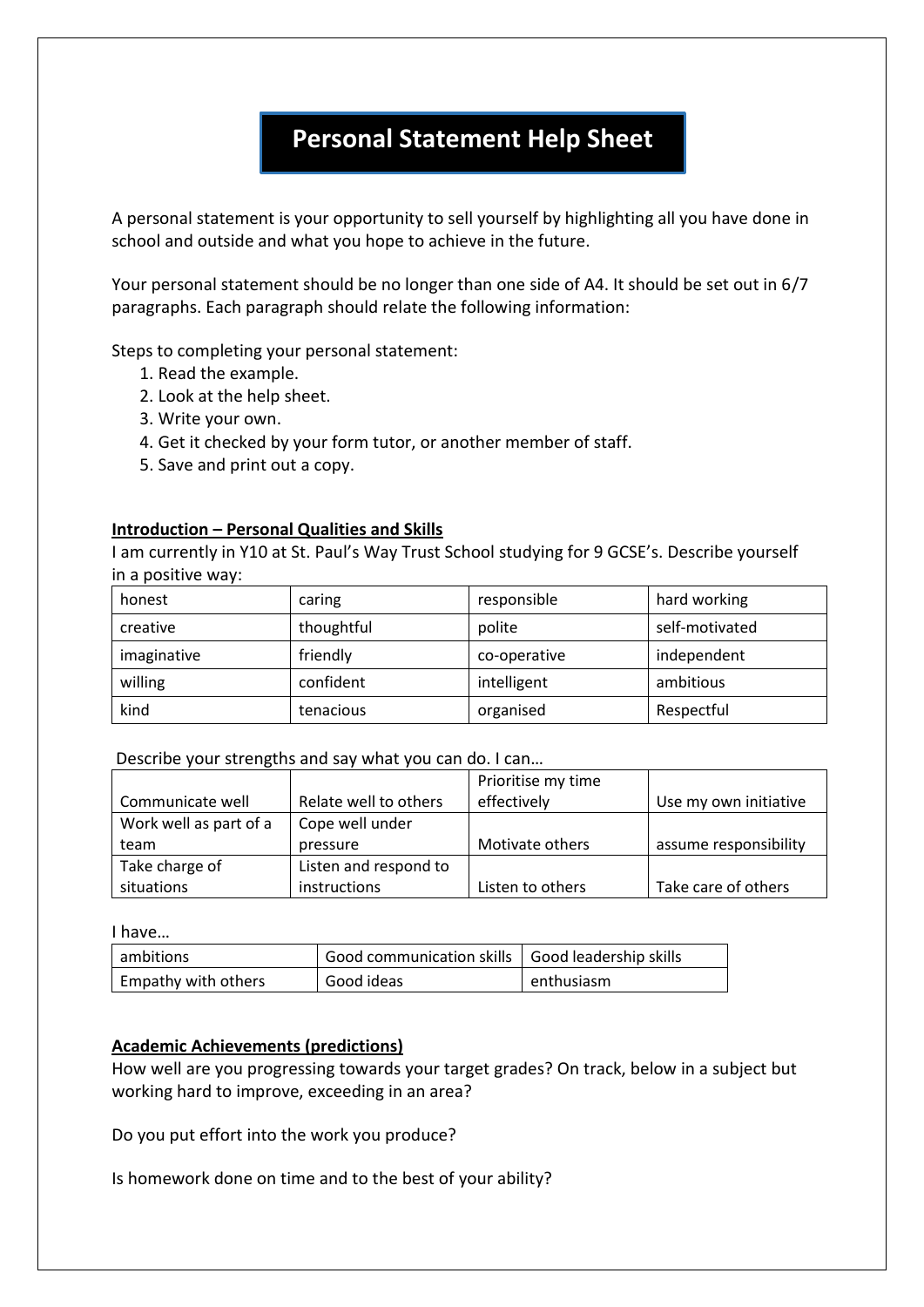# Personal Statement Help Sheet

A personal statement is your opportunity to sell yourself by highlighting all you have done in school and outside and what you hope to achieve in the future.

Your personal statement should be no longer than one side of A4. It should be set out in 6/7 paragraphs. Each paragraph should relate the following information:

Steps to completing your personal statement:

1. Read the example.
2. Look at the help sheet.
3. Write your own.
4. Get it checked by your form tutor, or another member of staff.
5. Save and print out a copy.

**Introduction – Personal Qualities and Skills**

I am currently in Y10 at St. Paul's Way Trust School studying for 9 GCSE's. Describe yourself in a positive way:

| | | | |
|---|---|---|---|
| honest | caring | responsible | hard working |
| creative | thoughtful | polite | self-motivated |
| imaginative | friendly | co-operative | independent |
| willing | confident | intelligent | ambitious |
| kind | tenacious | organised | Respectful |

Describe your strengths and say what you can do. I can…

| | | | |
|---|---|---|---|
| Communicate well | Relate well to others | Prioritise my time effectively | Use my own initiative |
| Work well as part of a team | Cope well under pressure | Motivate others | assume responsibility |
| Take charge of situations | Listen and respond to instructions | Listen to others | Take care of others |

I have…

| | | |
|---|---|---|
| ambitions | Good communication skills | Good leadership skills |
| Empathy with others | Good ideas | enthusiasm |

**Academic Achievements (predictions)**

How well are you progressing towards your target grades? On track, below in a subject but working hard to improve, exceeding in an area?

Do you put effort into the work you produce?

Is homework done on time and to the best of your ability?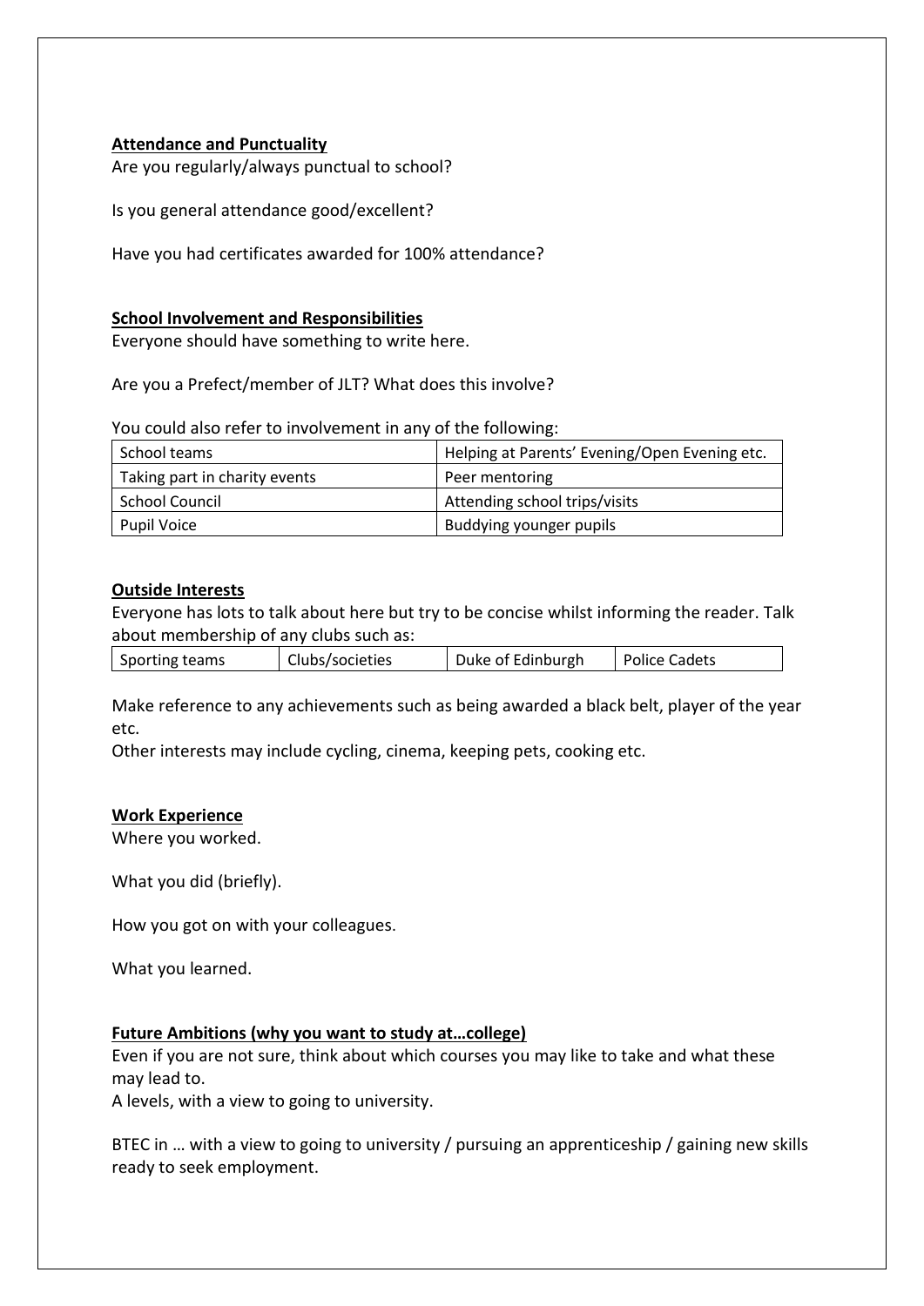**Attendance and Punctuality**

Are you regularly/always punctual to school?

Is you general attendance good/excellent?

Have you had certificates awarded for 100% attendance?

**School Involvement and Responsibilities**

Everyone should have something to write here.

Are you a Prefect/member of JLT? What does this involve?

You could also refer to involvement in any of the following:

| | |
|---|---|
| School teams | Helping at Parents' Evening/Open Evening etc. |
| Taking part in charity events | Peer mentoring |
| School Council | Attending school trips/visits |
| Pupil Voice | Buddying younger pupils |

**Outside Interests**

Everyone has lots to talk about here but try to be concise whilst informing the reader. Talk about membership of any clubs such as:

| | | | |
|---|---|---|---|
| Sporting teams | Clubs/societies | Duke of Edinburgh | Police Cadets |

Make reference to any achievements such as being awarded a black belt, player of the year etc.

Other interests may include cycling, cinema, keeping pets, cooking etc.

**Work Experience**

Where you worked.

What you did (briefly).

How you got on with your colleagues.

What you learned.

**Future Ambitions (why you want to study at…college)**

Even if you are not sure, think about which courses you may like to take and what these may lead to.

A levels, with a view to going to university.

BTEC in … with a view to going to university / pursuing an apprenticeship / gaining new skills ready to seek employment.